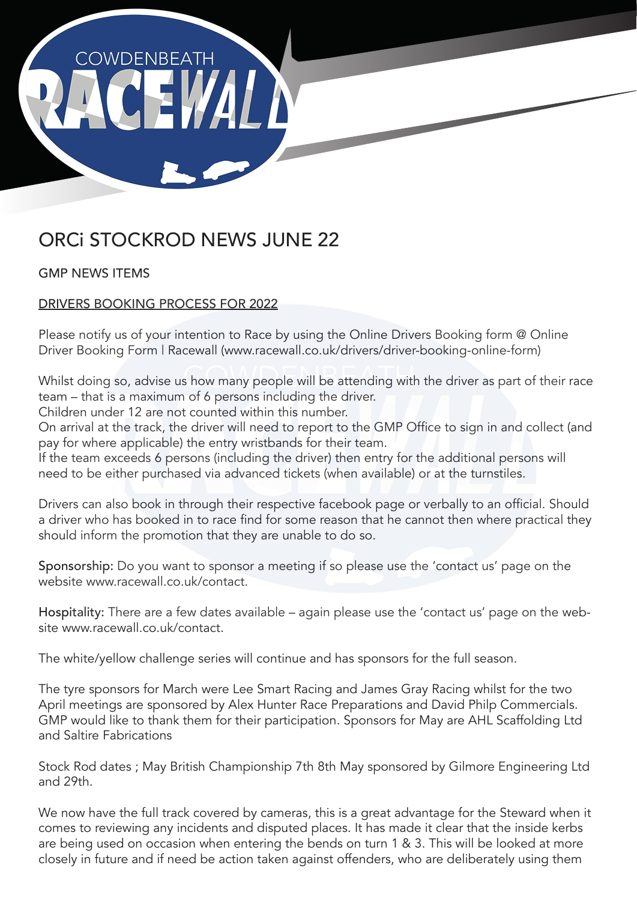# ORCi STOCKROD NEWS JUNE 22

GMP NEWS ITEMS

## DRIVERS BOOKING PROCESS FOR 2022

Please notify us of your intention to Race by using the Online Drivers Booking form @ Online Driver Booking Form | Racewall (www.racewall.co.uk/drivers/driver-booking-online-form)

Whilst doing so, advise us how many people will be attending with the driver as part of their race team – that is a maximum of 6 persons including the driver.
Children under 12 are not counted within this number.
On arrival at the track, the driver will need to report to the GMP Office to sign in and collect (and pay for where applicable) the entry wristbands for their team.
If the team exceeds 6 persons (including the driver) then entry for the additional persons will need to be either purchased via advanced tickets (when available) or at the turnstiles.

Drivers can also book in through their respective facebook page or verbally to an official. Should a driver who has booked in to race find for some reason that he cannot then where practical they should inform the promotion that they are unable to do so.

**Sponsorship:** Do you want to sponsor a meeting if so please use the 'contact us' page on the website www.racewall.co.uk/contact.

**Hospitality:** There are a few dates available – again please use the 'contact us' page on the website www.racewall.co.uk/contact.

The white/yellow challenge series will continue and has sponsors for the full season.

The tyre sponsors for March were Lee Smart Racing and James Gray Racing whilst for the two April meetings are sponsored by Alex Hunter Race Preparations and David Philp Commercials. GMP would like to thank them for their participation. Sponsors for May are AHL Scaffolding Ltd and Saltire Fabrications

Stock Rod dates ; May British Championship 7th 8th May sponsored by Gilmore Engineering Ltd and 29th.

We now have the full track covered by cameras, this is a great advantage for the Steward when it comes to reviewing any incidents and disputed places. It has made it clear that the inside kerbs are being used on occasion when entering the bends on turn 1 & 3. This will be looked at more closely in future and if need be action taken against offenders, who are deliberately using them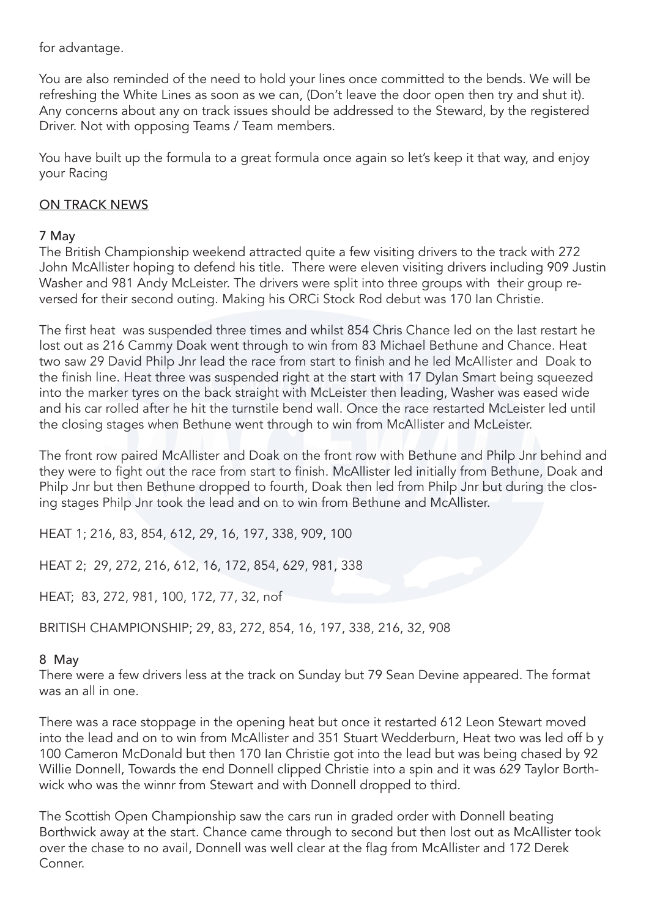for advantage.

You are also reminded of the need to hold your lines once committed to the bends. We will be refreshing the White Lines as soon as we can, (Don't leave the door open then try and shut it). Any concerns about any on track issues should be addressed to the Steward, by the registered Driver. Not with opposing Teams / Team members.

You have built up the formula to a great formula once again so let's keep it that way, and enjoy your Racing

## ON TRACK NEWS

### 7 May

The British Championship weekend attracted quite a few visiting drivers to the track with 272 John McAllister hoping to defend his title. There were eleven visiting drivers including 909 Justin Washer and 981 Andy McLeister. The drivers were split into three groups with their group reversed for their second outing. Making his ORCi Stock Rod debut was 170 Ian Christie.

The first heat was suspended three times and whilst 854 Chris Chance led on the last restart he lost out as 216 Cammy Doak went through to win from 83 Michael Bethune and Chance. Heat two saw 29 David Philp Jnr lead the race from start to finish and he led McAllister and Doak to the finish line. Heat three was suspended right at the start with 17 Dylan Smart being squeezed into the marker tyres on the back straight with McLeister then leading, Washer was eased wide and his car rolled after he hit the turnstile bend wall. Once the race restarted McLeister led until the closing stages when Bethune went through to win from McAllister and McLeister.

The front row paired McAllister and Doak on the front row with Bethune and Philp Jnr behind and they were to fight out the race from start to finish. McAllister led initially from Bethune, Doak and Philp Jnr but then Bethune dropped to fourth, Doak then led from Philp Jnr but during the closing stages Philp Jnr took the lead and on to win from Bethune and McAllister.

HEAT 1; 216, 83, 854, 612, 29, 16, 197, 338, 909, 100

HEAT 2; 29, 272, 216, 612, 16, 172, 854, 629, 981, 338

HEAT; 83, 272, 981, 100, 172, 77, 32, nof

BRITISH CHAMPIONSHIP; 29, 83, 272, 854, 16, 197, 338, 216, 32, 908

### 8 May

There were a few drivers less at the track on Sunday but 79 Sean Devine appeared. The format was an all in one.

There was a race stoppage in the opening heat but once it restarted 612 Leon Stewart moved into the lead and on to win from McAllister and 351 Stuart Wedderburn, Heat two was led off b y 100 Cameron McDonald but then 170 Ian Christie got into the lead but was being chased by 92 Willie Donnell, Towards the end Donnell clipped Christie into a spin and it was 629 Taylor Borthwick who was the winnr from Stewart and with Donnell dropped to third.

The Scottish Open Championship saw the cars run in graded order with Donnell beating Borthwick away at the start. Chance came through to second but then lost out as McAllister took over the chase to no avail, Donnell was well clear at the flag from McAllister and 172 Derek Conner.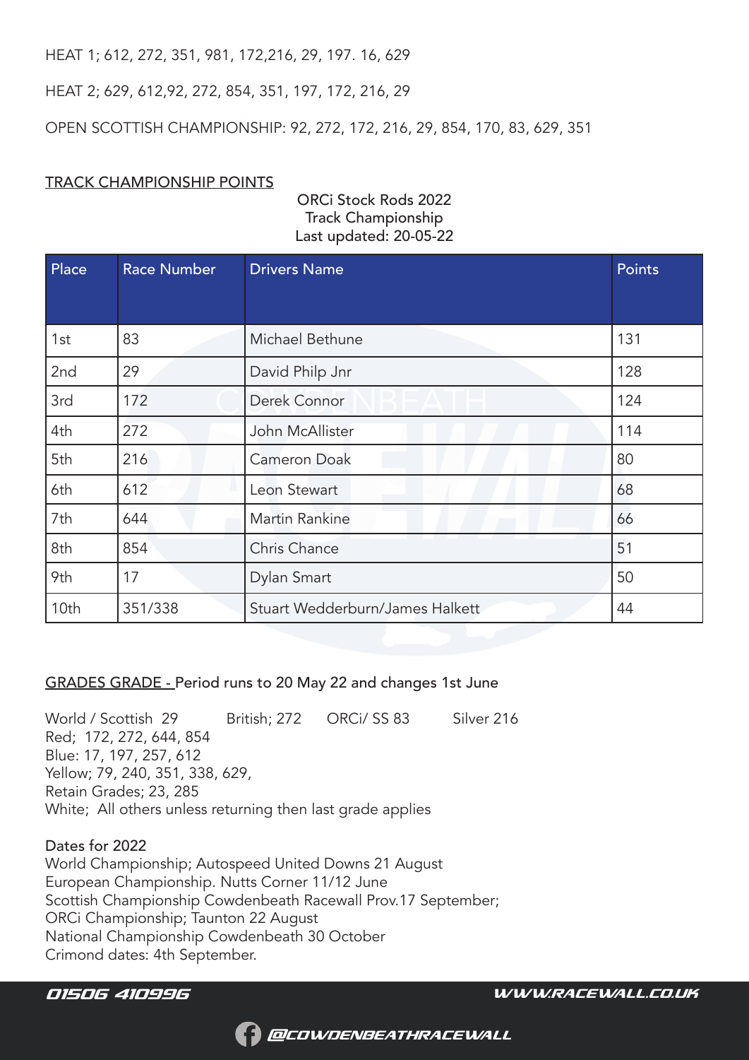HEAT 1; 612, 272, 351, 981, 172,216, 29, 197. 16, 629

HEAT 2; 629, 612,92, 272, 854, 351, 197, 172, 216, 29

OPEN SCOTTISH CHAMPIONSHIP: 92, 272, 172, 216, 29, 854, 170, 83, 629, 351

## TRACK CHAMPIONSHIP POINTS

ORCi Stock Rods 2022
Track Championship
Last updated: 20-05-22

| Place | Race Number | Drivers Name | Points |
|---|---|---|---|
| 1st | 83 | Michael Bethune | 131 |
| 2nd | 29 | David Philp Jnr | 128 |
| 3rd | 172 | Derek Connor | 124 |
| 4th | 272 | John McAllister | 114 |
| 5th | 216 | Cameron Doak | 80 |
| 6th | 612 | Leon Stewart | 68 |
| 7th | 644 | Martin Rankine | 66 |
| 8th | 854 | Chris Chance | 51 |
| 9th | 17 | Dylan Smart | 50 |
| 10th | 351/338 | Stuart Wedderburn/James Halkett | 44 |

## GRADES GRADE - Period runs to 20 May 22 and changes 1st June

World / Scottish 29 British; 272 ORCi/ SS 83 Silver 216
Red; 172, 272, 644, 854
Blue: 17, 197, 257, 612
Yellow; 79, 240, 351, 338, 629,
Retain Grades; 23, 285
White; All others unless returning then last grade applies

**Dates for 2022**
World Championship; Autospeed United Downs 21 August
European Championship. Nutts Corner 11/12 June
Scottish Championship Cowdenbeath Racewall Prov.17 September;
ORCi Championship; Taunton 22 August
National Championship Cowdenbeath 30 October
Crimond dates: 4th September.

01506 410996 WWW.RACEWALL.CO.UK

@COWDENBEATHRACEWALL